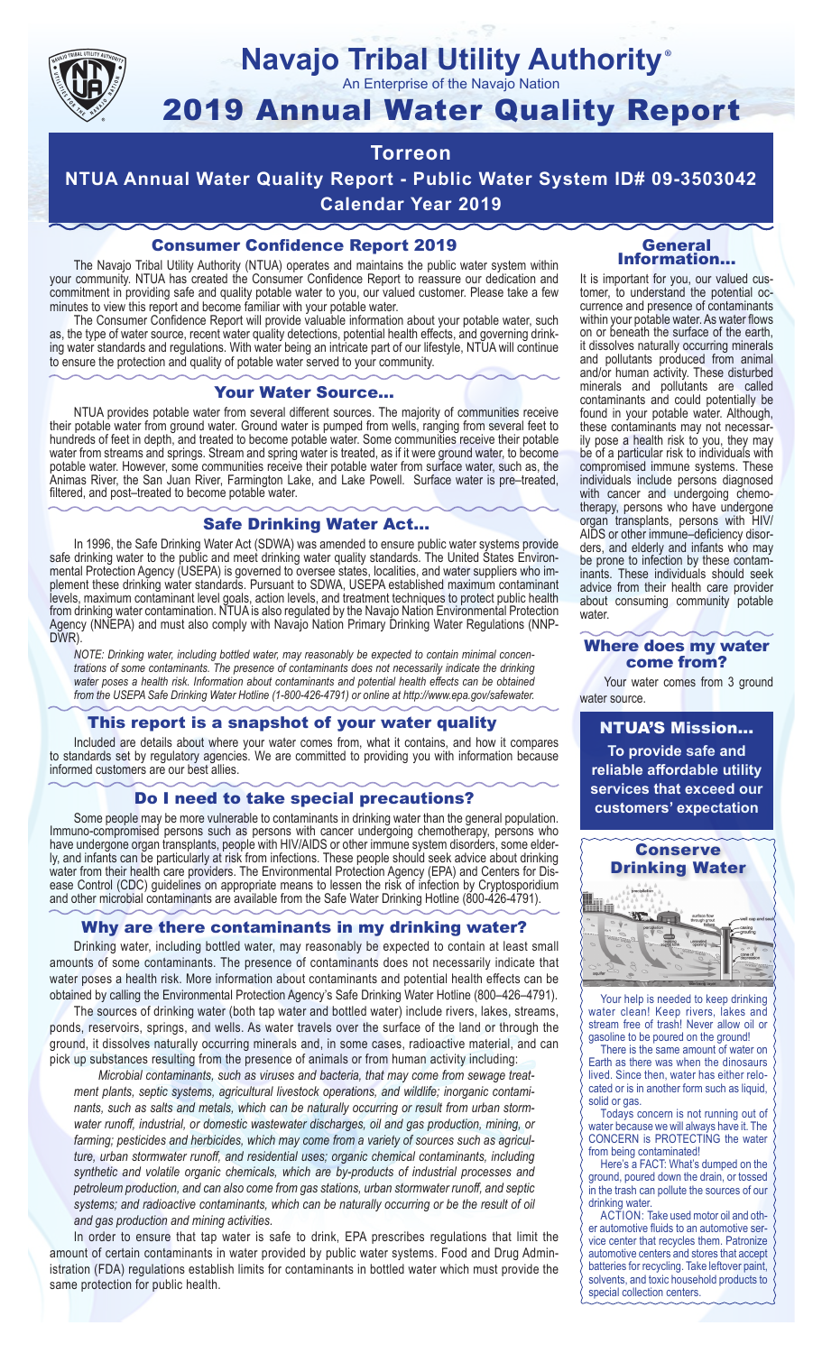# Navajo Tribal Utility Authority®

An Enterprise of the Navajo Nation

# 2019 Annual Water Quality Report

## Torreon

## NTUA Annual Water Quality Report - Public Water System ID# 09-3503042

## Calendar Year 2019

### Consumer Confidence Report 2019

The Navajo Tribal Utility Authority (NTUA) operates and maintains the public water system within your community. NTUA has created the Consumer Confidence Report to reassure our dedication and commitment in providing safe and quality potable water to you, our valued customer. Please take a few minutes to view this report and become familiar with your potable water.

The Consumer Confidence Report will provide valuable information about your potable water, such as, the type of water source, recent water quality detections, potential health effects, and governing drinking water standards and regulations. With water being an intricate part of our lifestyle, NTUA will continue to ensure the protection and quality of potable water served to your community.

### Your Water Source…

NTUA provides potable water from several different sources. The majority of communities receive their potable water from ground water. Ground water is pumped from wells, ranging from several feet to hundreds of feet in depth, and treated to become potable water. Some communities receive their potable water from streams and springs. Stream and spring water is treated, as if it were ground water, to become potable water. However, some communities receive their potable water from surface water, such as, the Animas River, the San Juan River, Farmington Lake, and Lake Powell. Surface water is pre–treated, filtered, and post–treated to become potable water.

### Safe Drinking Water Act…

In 1996, the Safe Drinking Water Act (SDWA) was amended to ensure public water systems provide safe drinking water to the public and meet drinking water quality standards. The United States Environmental Protection Agency (USEPA) is governed to oversee states, localities, and water suppliers who implement these drinking water standards. Pursuant to SDWA, USEPA established maximum contaminant levels, maximum contaminant level goals, action levels, and treatment techniques to protect public health from drinking water contamination. NTUA is also regulated by the Navajo Nation Environmental Protection Agency (NNEPA) and must also comply with Navajo Nation Primary Drinking Water Regulations (NNPDWR).

*NOTE: Drinking water, including bottled water, may reasonably be expected to contain minimal concentrations of some contaminants. The presence of contaminants does not necessarily indicate the drinking water poses a health risk. Information about contaminants and potential health effects can be obtained from the USEPA Safe Drinking Water Hotline (1-800-426-4791) or online at http://www.epa.gov/safewater.*

### This report is a snapshot of your water quality

Included are details about where your water comes from, what it contains, and how it compares to standards set by regulatory agencies. We are committed to providing you with information because informed customers are our best allies.

### Do I need to take special precautions?

Some people may be more vulnerable to contaminants in drinking water than the general population. Immuno-compromised persons such as persons with cancer undergoing chemotherapy, persons who have undergone organ transplants, people with HIV/AIDS or other immune system disorders, some elderly, and infants can be particularly at risk from infections. These people should seek advice about drinking water from their health care providers. The Environmental Protection Agency (EPA) and Centers for Disease Control (CDC) guidelines on appropriate means to lessen the risk of infection by Cryptosporidium and other microbial contaminants are available from the Safe Water Drinking Hotline (800-426-4791).

### Why are there contaminants in my drinking water?

Drinking water, including bottled water, may reasonably be expected to contain at least small amounts of some contaminants. The presence of contaminants does not necessarily indicate that water poses a health risk. More information about contaminants and potential health effects can be obtained by calling the Environmental Protection Agency's Safe Drinking Water Hotline (800–426–4791).

The sources of drinking water (both tap water and bottled water) include rivers, lakes, streams, ponds, reservoirs, springs, and wells. As water travels over the surface of the land or through the ground, it dissolves naturally occurring minerals and, in some cases, radioactive material, and can pick up substances resulting from the presence of animals or from human activity including:

*Microbial contaminants, such as viruses and bacteria, that may come from sewage treatment plants, septic systems, agricultural livestock operations, and wildlife; inorganic contaminants, such as salts and metals, which can be naturally occurring or result from urban stormwater runoff, industrial, or domestic wastewater discharges, oil and gas production, mining, or farming; pesticides and herbicides, which may come from a variety of sources such as agriculture, urban stormwater runoff, and residential uses; organic chemical contaminants, including synthetic and volatile organic chemicals, which are by-products of industrial processes and petroleum production, and can also come from gas stations, urban stormwater runoff, and septic systems; and radioactive contaminants, which can be naturally occurring or be the result of oil and gas production and mining activities.*

In order to ensure that tap water is safe to drink, EPA prescribes regulations that limit the amount of certain contaminants in water provided by public water systems. Food and Drug Administration (FDA) regulations establish limits for contaminants in bottled water which must provide the same protection for public health.

### General Information…

It is important for you, our valued customer, to understand the potential occurrence and presence of contaminants within your potable water. As water flows on or beneath the surface of the earth, it dissolves naturally occurring minerals and pollutants produced from animal and/or human activity. These disturbed minerals and pollutants are called contaminants and could potentially be found in your potable water. Although, these contaminants may not necessarily pose a health risk to you, they may be of a particular risk to individuals with compromised immune systems. These individuals include persons diagnosed with cancer and undergoing chemotherapy, persons who have undergone organ transplants, persons with HIV/AIDS or other immune–deficiency disorders, and elderly and infants who may be prone to infection by these contaminants. These individuals should seek advice from their health care provider about consuming community potable water.

### Where does my water come from?

Your water comes from 3 ground water source.

### NTUA'S Mission…

**To provide safe and reliable affordable utility services that exceed our customers' expectation**

### Conserve Drinking Water

Your help is needed to keep drinking water clean! Keep rivers, lakes and stream free of trash! Never allow oil or gasoline to be poured on the ground!

There is the same amount of water on Earth as there was when the dinosaurs lived. Since then, water has either relocated or is in another form such as liquid, solid or gas.

Todays concern is not running out of water because we will always have it. The CONCERN is PROTECTING the water from being contaminated!

Here's a FACT: What's dumped on the ground, poured down the drain, or tossed in the trash can pollute the sources of our drinking water.

ACTION: Take used motor oil and other automotive fluids to an automotive service center that recycles them. Patronize automotive centers and stores that accept batteries for recycling. Take leftover paint, solvents, and toxic household products to special collection centers.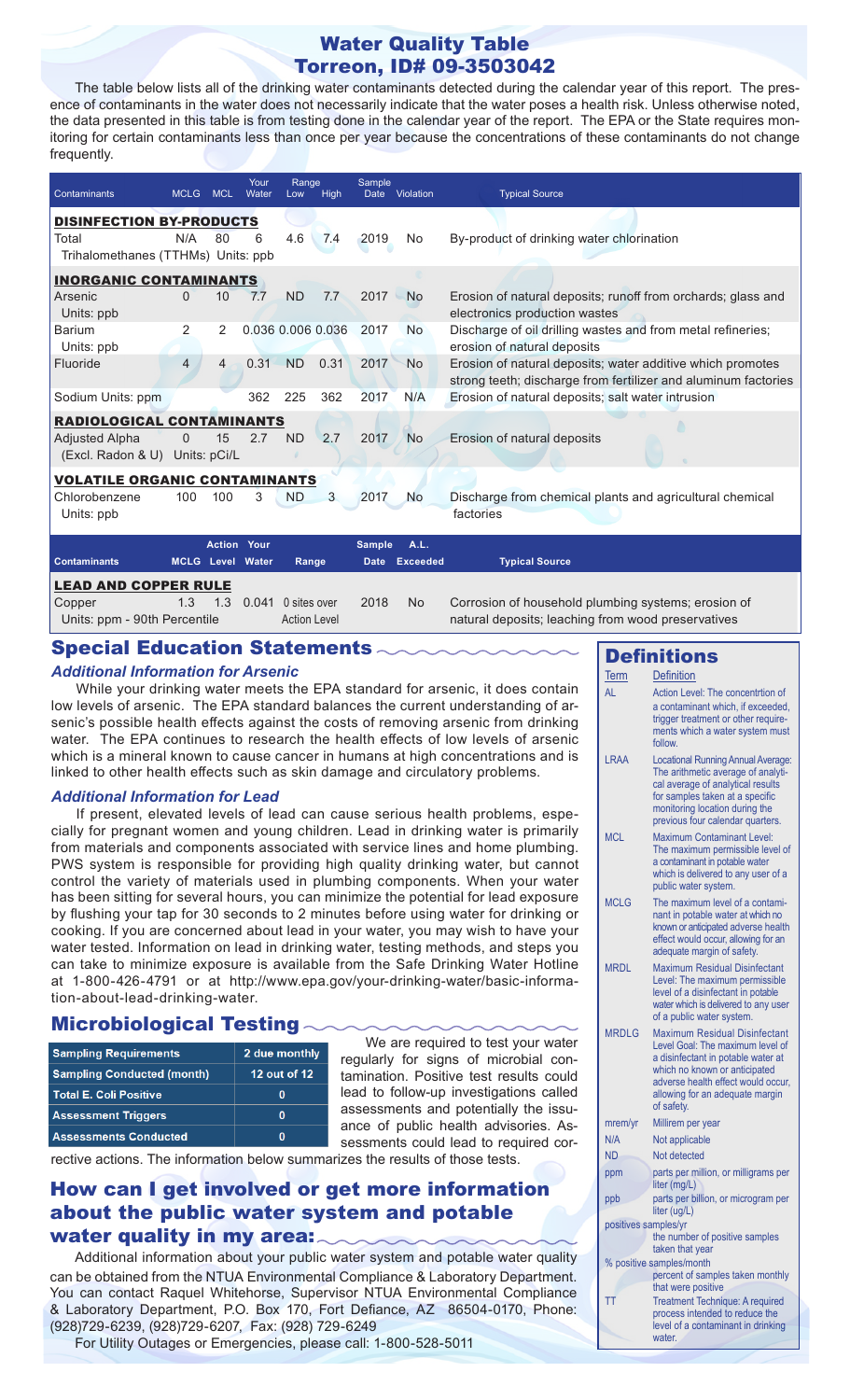# Water Quality Table
## Torreon, ID# 09-3503042

The table below lists all of the drinking water contaminants detected during the calendar year of this report. The presence of contaminants in the water does not necessarily indicate that the water poses a health risk. Unless otherwise noted, the data presented in this table is from testing done in the calendar year of the report. The EPA or the State requires monitoring for certain contaminants less than once per year because the concentrations of these contaminants do not change frequently.

| Contaminants | MCLG | MCL | Your Water | Range Low | Range High | Sample Date | Violation | Typical Source |
|---|---|---|---|---|---|---|---|---|
| **DISINFECTION BY-PRODUCTS** | | | | | | | | |
| Total Trihalomethanes (TTHMs) Units: ppb | N/A | 80 | 6 | 4.6 | 7.4 | 2019 | No | By-product of drinking water chlorination |
| **INORGANIC CONTAMINANTS** | | | | | | | | |
| Arsenic Units: ppb | 0 | 10 | 7.7 | ND | 7.7 | 2017 | No | Erosion of natural deposits; runoff from orchards; glass and electronics production wastes |
| Barium Units: ppb | 2 | 2 | 0.036 | 0.006 | 0.036 | 2017 | No | Discharge of oil drilling wastes and from metal refineries; erosion of natural deposits |
| Fluoride | 4 | 4 | 0.31 | ND | 0.31 | 2017 | No | Erosion of natural deposits; water additive which promotes strong teeth; discharge from fertilizer and aluminum factories |
| Sodium Units: ppm | | | 362 | 225 | 362 | 2017 | N/A | Erosion of natural deposits; salt water intrusion |
| **RADIOLOGICAL CONTAMINANTS** | | | | | | | | |
| Adjusted Alpha (Excl. Radon & U) Units: pCi/L | 0 | 15 | 2.7 | ND | 2.7 | 2017 | No | Erosion of natural deposits |
| **VOLATILE ORGANIC CONTAMINANTS** | | | | | | | | |
| Chlorobenzene Units: ppb | 100 | 100 | 3 | ND | 3 | 2017 | No | Discharge from chemical plants and agricultural chemical factories |

| Contaminants | MCLG | Action Level | Your Water | Range | Sample Date | A.L. Exceeded | Typical Source |
|---|---|---|---|---|---|---|---|
| **LEAD AND COPPER RULE** | | | | | | | |
| Copper Units: ppm - 90th Percentile | 1.3 | 1.3 | 0.041 | 0 sites over Action Level | 2018 | No | Corrosion of household plumbing systems; erosion of natural deposits; leaching from wood preservatives |

## Special Education Statements

### *Additional Information for Arsenic*

While your drinking water meets the EPA standard for arsenic, it does contain low levels of arsenic. The EPA standard balances the current understanding of arsenic's possible health effects against the costs of removing arsenic from drinking water. The EPA continues to research the health effects of low levels of arsenic which is a mineral known to cause cancer in humans at high concentrations and is linked to other health effects such as skin damage and circulatory problems.

### *Additional Information for Lead*

If present, elevated levels of lead can cause serious health problems, especially for pregnant women and young children. Lead in drinking water is primarily from materials and components associated with service lines and home plumbing. PWS system is responsible for providing high quality drinking water, but cannot control the variety of materials used in plumbing components. When your water has been sitting for several hours, you can minimize the potential for lead exposure by flushing your tap for 30 seconds to 2 minutes before using water for drinking or cooking. If you are concerned about lead in your water, you may wish to have your water tested. Information on lead in drinking water, testing methods, and steps you can take to minimize exposure is available from the Safe Drinking Water Hotline at 1-800-426-4791 or at http://www.epa.gov/your-drinking-water/basic-information-about-lead-drinking-water.

## Microbiological Testing

| Sampling Requirements | 2 due monthly |
|---|---|
| Sampling Conducted (month) | 12 out of 12 |
| Total E. Coli Positive | 0 |
| Assessment Triggers | 0 |
| Assessments Conducted | 0 |

We are required to test your water regularly for signs of microbial contamination. Positive test results could lead to follow-up investigations called assessments and potentially the issuance of public health advisories. Assessments could lead to required corrective actions. The information below summarizes the results of those tests.

## How can I get involved or get more information about the public water system and potable water quality in my area:

Additional information about your public water system and potable water quality can be obtained from the NTUA Environmental Compliance & Laboratory Department. You can contact Raquel Whitehorse, Supervisor NTUA Environmental Compliance & Laboratory Department, P.O. Box 170, Fort Defiance, AZ 86504-0170, Phone: (928)729-6239, (928)729-6207, Fax: (928) 729-6249

For Utility Outages or Emergencies, please call: 1-800-528-5011

## Definitions

| Term | Definition |
|---|---|
| AL | Action Level: The concentrtion of a contaminant which, if exceeded, trigger treatment or other requirements which a water system must follow. |
| LRAA | Locational Running Annual Average: The arithmetic average of analytical average of analytical results for samples taken at a specific monitoring location during the previous four calendar quarters. |
| MCL | Maximum Contaminant Level: The maximum permissible level of a contaminant in potable water which is delivered to any user of a public water system. |
| MCLG | The maximum level of a contaminant in potable water at which no known or anticipated adverse health effect would occur, allowing for an adequate margin of safety. |
| MRDL | Maximum Residual Disinfectant Level: The maximum permissible level of a disinfectant in potable water which is delivered to any user of a public water system. |
| MRDLG | Maximum Residual Disinfectant Level Goal: The maximum level of a disinfectant in potable water at which no known or anticipated adverse health effect would occur, allowing for an adequate margin of safety. |
| mrem/yr | Millirem per year |
| N/A | Not applicable |
| ND | Not detected |
| ppm | parts per million, or milligrams per liter (mg/L) |
| ppb | parts per billion, or microgram per liter (ug/L) |
| positives samples/yr | the number of positive samples taken that year |
| % positive samples/month | percent of samples taken monthly that were positive |
| TT | Treatment Technique: A required process intended to reduce the level of a contaminant in drinking water. |